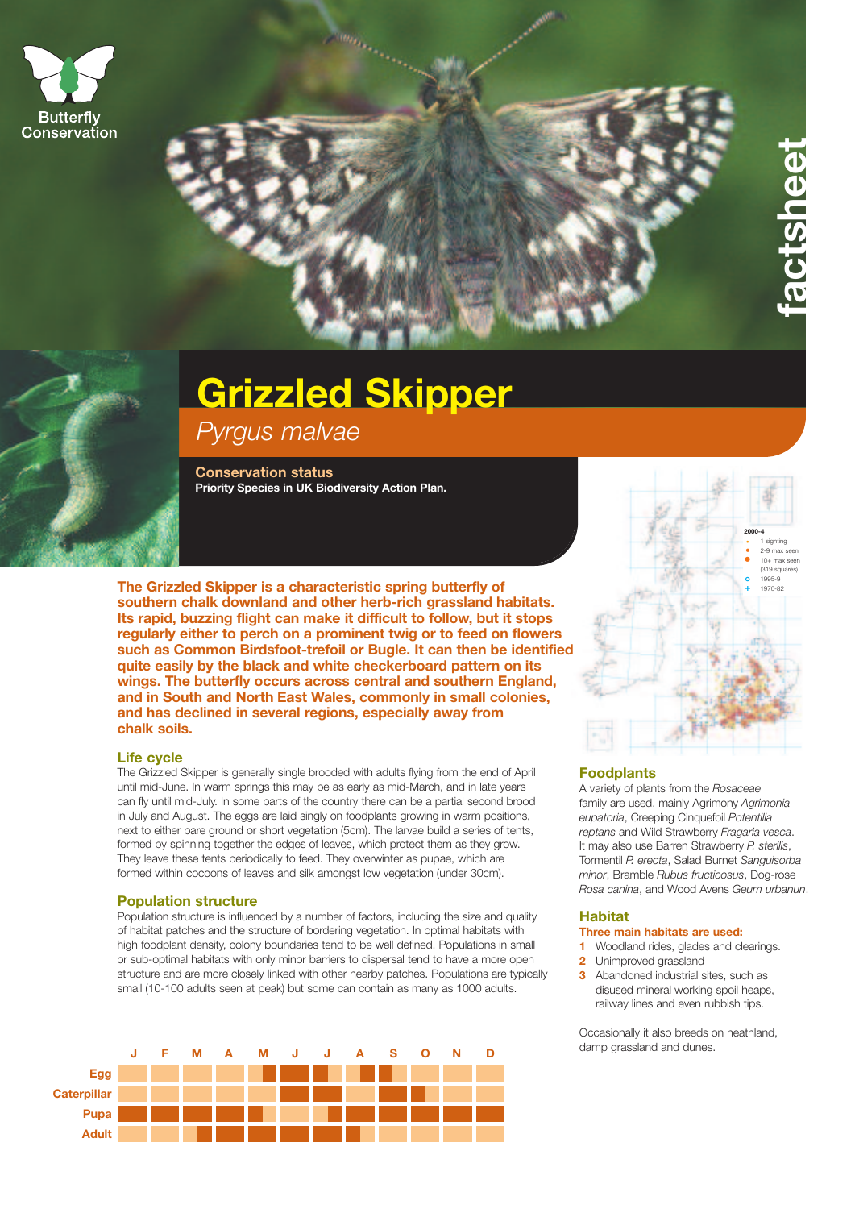Butterfly Conservation

factsheet

# Grizzled Skipper

*Pyrgus malvae*

**Conservation status**
**Priority Species in UK Biodiversity Action Plan.**

2000-4
- 1 sighting
- 2-9 max seen
- 10+ max seen (319 squares)
- 1995-9
- 1970-82

**The Grizzled Skipper is a characteristic spring butterfly of southern chalk downland and other herb-rich grassland habitats. Its rapid, buzzing flight can make it difficult to follow, but it stops regularly either to perch on a prominent twig or to feed on flowers such as Common Birdsfoot-trefoil or Bugle. It can then be identified quite easily by the black and white checkerboard pattern on its wings. The butterfly occurs across central and southern England, and in South and North East Wales, commonly in small colonies, and has declined in several regions, especially away from chalk soils.**

## Life cycle

The Grizzled Skipper is generally single brooded with adults flying from the end of April until mid-June. In warm springs this may be as early as mid-March, and in late years can fly until mid-July. In some parts of the country there can be a partial second brood in July and August. The eggs are laid singly on foodplants growing in warm positions, next to either bare ground or short vegetation (5cm). The larvae build a series of tents, formed by spinning together the edges of leaves, which protect them as they grow. They leave these tents periodically to feed. They overwinter as pupae, which are formed within cocoons of leaves and silk amongst low vegetation (under 30cm).

## Population structure

Population structure is influenced by a number of factors, including the size and quality of habitat patches and the structure of bordering vegetation. In optimal habitats with high foodplant density, colony boundaries tend to be well defined. Populations in small or sub-optimal habitats with only minor barriers to dispersal tend to have a more open structure and are more closely linked with other nearby patches. Populations are typically small (10-100 adults seen at peak) but some can contain as many as 1000 adults.

| | J | F | M | A | M | J | J | A | S | O | N | D |
|---|---|---|---|---|---|---|---|---|---|---|---|---|
| Egg | | | | | | | | | | | | |
| Caterpillar | | | | | | | | | | | | |
| Pupa | | | | | | | | | | | | |
| Adult | | | | | | | | | | | | |

## Foodplants

A variety of plants from the *Rosaceae* family are used, mainly Agrimony *Agrimonia eupatoria*, Creeping Cinquefoil *Potentilla reptans* and Wild Strawberry *Fragaria vesca*. It may also use Barren Strawberry *P. sterilis*, Tormentil *P. erecta*, Salad Burnet *Sanguisorba minor*, Bramble *Rubus fructicosus*, Dog-rose *Rosa canina*, and Wood Avens *Geum urbanun*.

## Habitat

**Three main habitats are used:**

1. Woodland rides, glades and clearings.
2. Unimproved grassland
3. Abandoned industrial sites, such as disused mineral working spoil heaps, railway lines and even rubbish tips.

Occasionally it also breeds on heathland, damp grassland and dunes.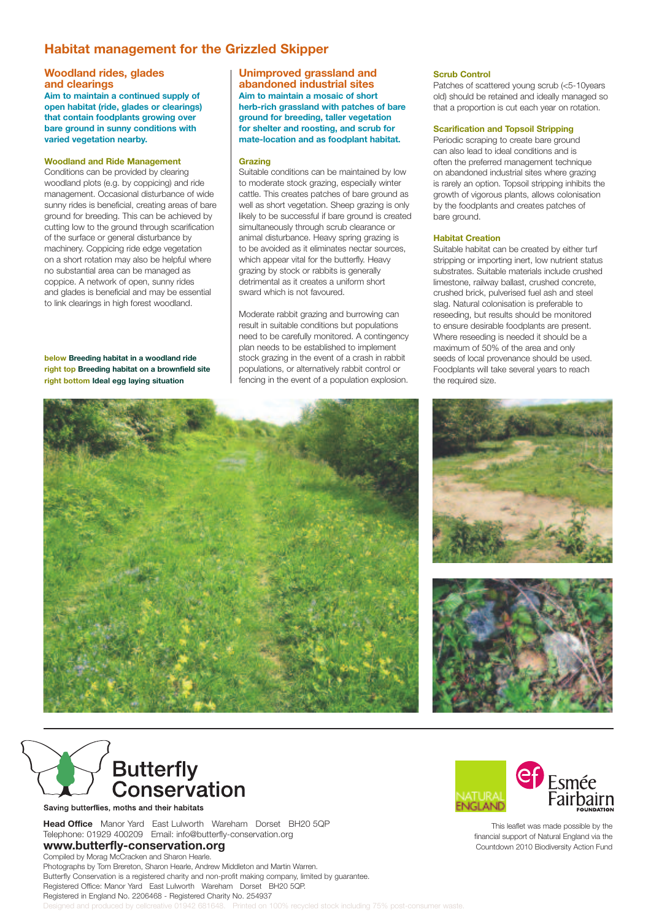# Habitat management for the Grizzled Skipper

## Woodland rides, glades and clearings

**Aim to maintain a continued supply of open habitat (ride, glades or clearings) that contain foodplants growing over bare ground in sunny conditions with varied vegetation nearby.**

### Woodland and Ride Management

Conditions can be provided by clearing woodland plots (e.g. by coppicing) and ride management. Occasional disturbance of wide sunny rides is beneficial, creating areas of bare ground for breeding. This can be achieved by cutting low to the ground through scarification of the surface or general disturbance by machinery. Coppicing ride edge vegetation on a short rotation may also be helpful where no substantial area can be managed as coppice. A network of open, sunny rides and glades is beneficial and may be essential to link clearings in high forest woodland.

**below Breeding habitat in a woodland ride**
**right top Breeding habitat on a brownfield site**
**right bottom Ideal egg laying situation**

## Unimproved grassland and abandoned industrial sites

**Aim to maintain a mosaic of short herb-rich grassland with patches of bare ground for breeding, taller vegetation for shelter and roosting, and scrub for mate-location and as foodplant habitat.**

### Grazing

Suitable conditions can be maintained by low to moderate stock grazing, especially winter cattle. This creates patches of bare ground as well as short vegetation. Sheep grazing is only likely to be successful if bare ground is created simultaneously through scrub clearance or animal disturbance. Heavy spring grazing is to be avoided as it eliminates nectar sources, which appear vital for the butterfly. Heavy grazing by stock or rabbits is generally detrimental as it creates a uniform short sward which is not favoured.

Moderate rabbit grazing and burrowing can result in suitable conditions but populations need to be carefully monitored. A contingency plan needs to be established to implement stock grazing in the event of a crash in rabbit populations, or alternatively rabbit control or fencing in the event of a population explosion.

### Scrub Control

Patches of scattered young scrub (<5-10years old) should be retained and ideally managed so that a proportion is cut each year on rotation.

### Scarification and Topsoil Stripping

Periodic scraping to create bare ground can also lead to ideal conditions and is often the preferred management technique on abandoned industrial sites where grazing is rarely an option. Topsoil stripping inhibits the growth of vigorous plants, allows colonisation by the foodplants and creates patches of bare ground.

### Habitat Creation

Suitable habitat can be created by either turf stripping or importing inert, low nutrient status substrates. Suitable materials include crushed limestone, railway ballast, crushed concrete, crushed brick, pulverised fuel ash and steel slag. Natural colonisation is preferable to reseeding, but results should be monitored to ensure desirable foodplants are present. Where reseeding is needed it should be a maximum of 50% of the area and only seeds of local provenance should be used. Foodplants will take several years to reach the required size.

Butterfly Conservation
Saving butterflies, moths and their habitats

**Head Office** Manor Yard East Lulworth Wareham Dorset BH20 5QP
Telephone: 01929 400209 Email: info@butterfly-conservation.org
**www.butterfly-conservation.org**
Compiled by Morag McCracken and Sharon Hearle.
Photographs by Tom Brereton, Sharon Hearle, Andrew Middleton and Martin Warren.
Butterfly Conservation is a registered charity and non-profit making company, limited by guarantee.
Registered Office: Manor Yard East Lulworth Wareham Dorset BH20 5QP.
Registered in England No. 2206468 - Registered Charity No. 254937
Designed and produced by cellcreative 01942 681648. Printed on 100% recycled stock including 75% post-consumer waste.

Natural England · Esmée Fairbairn Foundation

This leaflet was made possible by the financial support of Natural England via the Countdown 2010 Biodiversity Action Fund